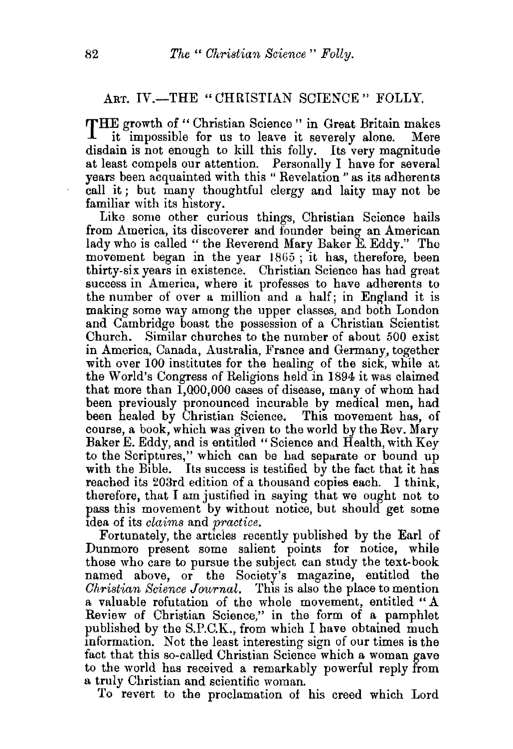## Art. IV.—THE "CHRISTIAN SCIENCE" FOLLY.

THE growth of "Christian Science" in Great Britain makes it impossible for us to leave it severely alone. Mere disdain is not enough to kill this folly. Its very magnitude at least compels our attention. Personally I have for several years been acquainted with this "Revelation" as its adherents call it; but many thoughtful clergy and laity may not be familiar with its history.

Like some other curious things, Christian Science hails from America, its discoverer and founder being an American lady who is called "the Reverend Mary Baker E. Eddy." The movement began in the year 1865; it has, therefore, been thirty-six years in existence. Christian Science has had great success in America, where it professes to have adherents to the number of over a million and a half; in England it is making some way among the upper classes, and both London and Cambridge boast the possession of a Christian Scientist Church. Similar churches to the number of about 500 exist in America, Canada, Australia, France and Germany, together with over 100 institutes for the healing of the sick, while at the World's Congress of Religions held in 1894 it was claimed that more than 1,000,000 cases of disease, many of whom had been previously pronounced incurable by medical men, had been healed by Christian Science. This movement has, of course, a book, which was given to the world by the Rev. Mary Baker E. Eddy, and is entitled "Science and Health, with Key to the Scriptures," which can be had separate or bound up with the Bible. Its success is testified by the fact that it has reached its 203rd edition of a thousand copies each. I think, therefore, that I am justified in saying that we ought not to pass this movement by without notice, but should get some idea of its *claims* and *practice*.

Fortunately, the articles recently published by the Earl of Dunmore present some salient points for notice, while those who care to pursue the subject can study the text-book named above, or the Society's magazine, entitled the *Christian Science Journal*. This is also the place to mention a valuable refutation of the whole movement, entitled "A Review of Christian Science," in the form of a pamphlet published by the S.P.C.K., from which I have obtained much information. Not the least interesting sign of our times is the fact that this so-called Christian Science which a woman gave to the world has received a remarkably powerful reply from a truly Christian and scientific woman.

To revert to the proclamation of his creed which Lord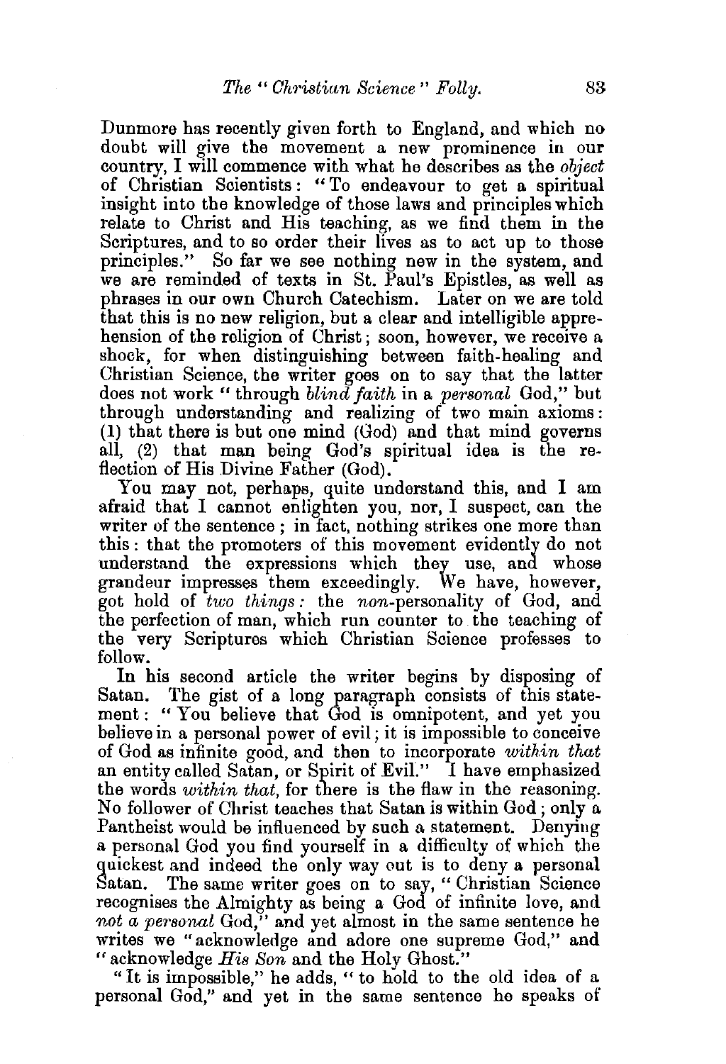Dunmore has recently given forth to England, and which no doubt will give the movement a new prominence in our country, I will commence with what he describes as the *object* of Christian Scientists: "To endeavour to get a spiritual insight into the knowledge of those laws and principles which relate to Christ and His teaching, as we find them in the Scriptures, and to so order their lives as to act up to those principles." So far we see nothing new in the system, and we are reminded of texts in St. Paul's Epistles, as well as phrases in our own Church Catechism. Later on we are told that this is no new religion, but a clear and intelligible apprehension of the religion of Christ; soon, however, we receive a shock, for when distinguishing between faith-healing and Christian Science, the writer goes on to say that the latter does not work "through *blind faith* in a *personal* God," but through understanding and realizing of two main axioms: (1) that there is but one mind (God) and that mind governs all, (2) that man being God's spiritual idea is the reflection of His Divine Father (God).

You may not, perhaps, quite understand this, and I am afraid that I cannot enlighten you, nor, I suspect, can the writer of the sentence; in fact, nothing strikes one more than this: that the promoters of this movement evidently do not understand the expressions which they use, and whose grandeur impresses them exceedingly. We have, however, got hold of *two things:* the *non*-personality of God, and the perfection of man, which run counter to the teaching of the very Scriptures which Christian Science professes to follow.

In his second article the writer begins by disposing of Satan. The gist of a long paragraph consists of this statement: "You believe that God is omnipotent, and yet you believe in a personal power of evil; it is impossible to conceive of God as infinite good, and then to incorporate *within that* an entity called Satan, or Spirit of Evil." I have emphasized the words *within that*, for there is the flaw in the reasoning. No follower of Christ teaches that Satan is within God; only a Pantheist would be influenced by such a statement. Denying a personal God you find yourself in a difficulty of which the quickest and indeed the only way out is to deny a personal Satan. The same writer goes on to say, "Christian Science recognises the Almighty as being a God of infinite love, and *not a personal* God," and yet almost in the same sentence he writes we "acknowledge and adore one supreme God," and "acknowledge *His Son* and the Holy Ghost."

"It is impossible," he adds, "to hold to the old idea of a personal God," and yet in the same sentence he speaks of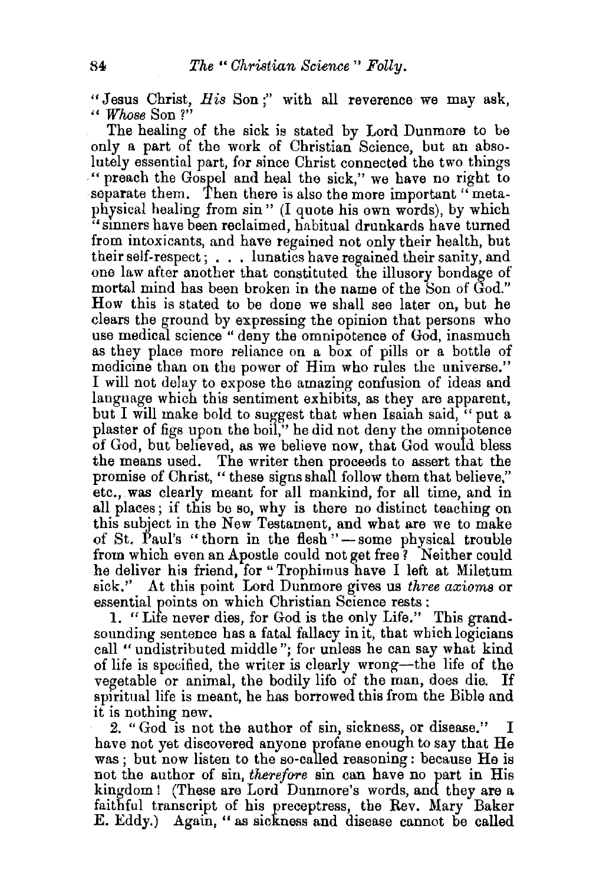"Jesus Christ, *His* Son;" with all reverence we may ask, "*Whose* Son?"

The healing of the sick is stated by Lord Dunmore to be only a part of the work of Christian Science, but an absolutely essential part, for since Christ connected the two things "preach the Gospel and heal the sick," we have no right to separate them. Then there is also the more important "metaphysical healing from sin" (I quote his own words), by which "sinners have been reclaimed, habitual drunkards have turned from intoxicants, and have regained not only their health, but their self-respect; . . . lunatics have regained their sanity, and one law after another that constituted the illusory bondage of mortal mind has been broken in the name of the Son of God." How this is stated to be done we shall see later on, but he clears the ground by expressing the opinion that persons who use medical science "deny the omnipotence of God, inasmuch as they place more reliance on a box of pills or a bottle of medicine than on the power of Him who rules the universe." I will not delay to expose the amazing confusion of ideas and language which this sentiment exhibits, as they are apparent, but I will make bold to suggest that when Isaiah said, "put a plaster of figs upon the boil," he did not deny the omnipotence of God, but believed, as we believe now, that God would bless the means used. The writer then proceeds to assert that the promise of Christ, "these signs shall follow them that believe," etc., was clearly meant for all mankind, for all time, and in all places; if this be so, why is there no distinct teaching on this subject in the New Testament, and what are we to make of St. Paul's "thorn in the flesh"—some physical trouble from which even an Apostle could not get free? Neither could he deliver his friend, for "Trophimus have I left at Miletum sick." At this point Lord Dunmore gives us *three axioms* or essential points on which Christian Science rests:

1. "Life never dies, for God is the only Life." This grand-sounding sentence has a fatal fallacy in it, that which logicians call "undistributed middle"; for unless he can say what kind of life is specified, the writer is clearly wrong—the life of the vegetable or animal, the bodily life of the man, does die. If spiritual life is meant, he has borrowed this from the Bible and it is nothing new.

2. "God is not the author of sin, sickness, or disease." I have not yet discovered anyone profane enough to say that He was; but now listen to the so-called reasoning: because He is not the author of sin, *therefore* sin can have no part in His kingdom! (These are Lord Dunmore's words, and they are a faithful transcript of his preceptress, the Rev. Mary Baker E. Eddy.) Again, "as sickness and disease cannot be called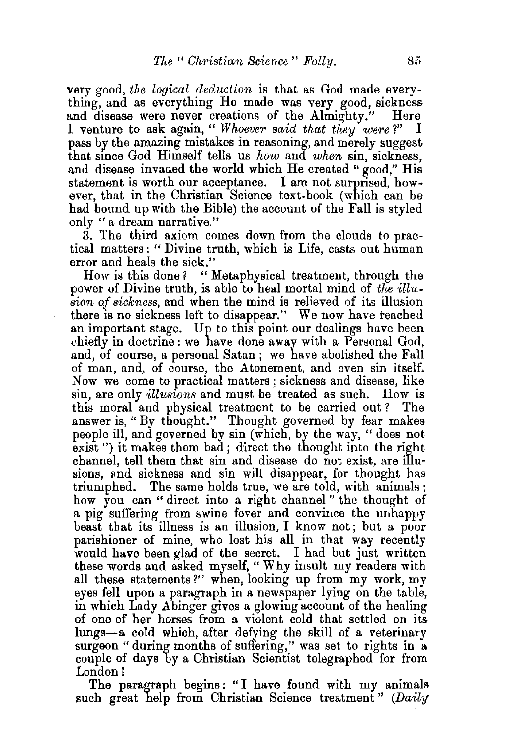very good, *the logical deduction* is that as God made everything, and as everything He made was very good, sickness and disease were never creations of the Almighty." Here I venture to ask again, "*Whoever said that they were?*" I pass by the amazing mistakes in reasoning, and merely suggest that since God Himself tells us *how* and *when* sin, sickness, and disease invaded the world which He created "good," His statement is worth our acceptance. I am not surprised, however, that in the Christian Science text-book (which can be had bound up with the Bible) the account of the Fall is styled only "a dream narrative."

3. The third axiom comes down from the clouds to practical matters: "Divine truth, which is Life, casts out human error and heals the sick."

How is this done? "Metaphysical treatment, through the power of Divine truth, is able to heal mortal mind of *the illusion of sickness*, and when the mind is relieved of its illusion there is no sickness left to disappear." We now have reached an important stage. Up to this point our dealings have been chiefly in doctrine: we have done away with a Personal God, and, of course, a personal Satan; we have abolished the Fall of man, and, of course, the Atonement, and even sin itself. Now we come to practical matters; sickness and disease, like sin, are only *illusions* and must be treated as such. How is this moral and physical treatment to be carried out? The answer is, "By thought." Thought governed by fear makes people ill, and governed by sin (which, by the way, "does not exist") it makes them bad; direct the thought into the right channel, tell them that sin and disease do not exist, are illusions, and sickness and sin will disappear, for thought has triumphed. The same holds true, we are told, with animals; how you can "direct into a right channel" the thought of a pig suffering from swine fever and convince the unhappy beast that its illness is an illusion, I know not; but a poor parishioner of mine, who lost his all in that way recently would have been glad of the secret. I had but just written these words and asked myself, "Why insult my readers with all these statements?" when, looking up from my work, my eyes fell upon a paragraph in a newspaper lying on the table, in which Lady Abinger gives a glowing account of the healing of one of her horses from a violent cold that settled on its lungs—a cold which, after defying the skill of a veterinary surgeon "during months of suffering," was set to rights in a couple of days by a Christian Scientist telegraphed for from London!

The paragraph begins: "I have found with my animals such great help from Christian Science treatment" (*Daily*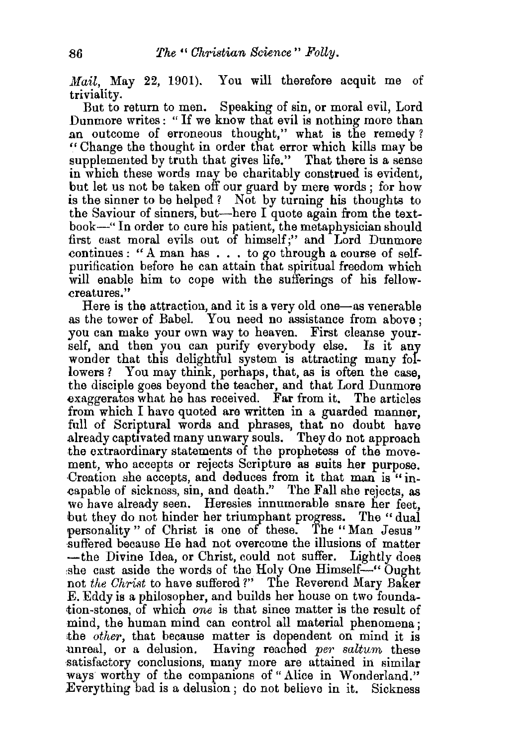*Mail*, May 22, 1901). You will therefore acquit me of triviality.

But to return to men. Speaking of sin, or moral evil, Lord Dunmore writes: "If we know that evil is nothing more than an outcome of erroneous thought," what is the remedy? "Change the thought in order that error which kills may be supplemented by truth that gives life." That there is a sense in which these words may be charitably construed is evident, but let us not be taken off our guard by mere words; for how is the sinner to be helped? Not by turning his thoughts to the Saviour of sinners, but—here I quote again from the text-book—"In order to cure his patient, the metaphysician should first cast moral evils out of himself;" and Lord Dunmore continues: "A man has . . . to go through a course of self-purification before he can attain that spiritual freedom which will enable him to cope with the sufferings of his fellow-creatures."

Here is the attraction, and it is a very old one—as venerable as the tower of Babel. You need no assistance from above; you can make your own way to heaven. First cleanse yourself, and then you can purify everybody else. Is it any wonder that this delightful system is attracting many followers? You may think, perhaps, that, as is often the case, the disciple goes beyond the teacher, and that Lord Dunmore exaggerates what he has received. Far from it. The articles from which I have quoted are written in a guarded manner, full of Scriptural words and phrases, that no doubt have already captivated many unwary souls. They do not approach the extraordinary statements of the prophetess of the movement, who accepts or rejects Scripture as suits her purpose. Creation she accepts, and deduces from it that man is "incapable of sickness, sin, and death." The Fall she rejects, as we have already seen. Heresies innumerable snare her feet, but they do not hinder her triumphant progress. The "dual personality" of Christ is one of these. The "Man Jesus" suffered because He had not overcome the illusions of matter—the Divine Idea, or Christ, could not suffer. Lightly does she cast aside the words of the Holy One Himself—"Ought not *the Christ* to have suffered?" The Reverend Mary Baker E. Eddy is a philosopher, and builds her house on two foundation-stones, of which *one* is that since matter is the result of mind, the human mind can control all material phenomena; the *other*, that because matter is dependent on mind it is unreal, or a delusion. Having reached *per saltum* these satisfactory conclusions, many more are attained in similar ways worthy of the companions of "Alice in Wonderland." Everything bad is a delusion; do not believe in it. Sickness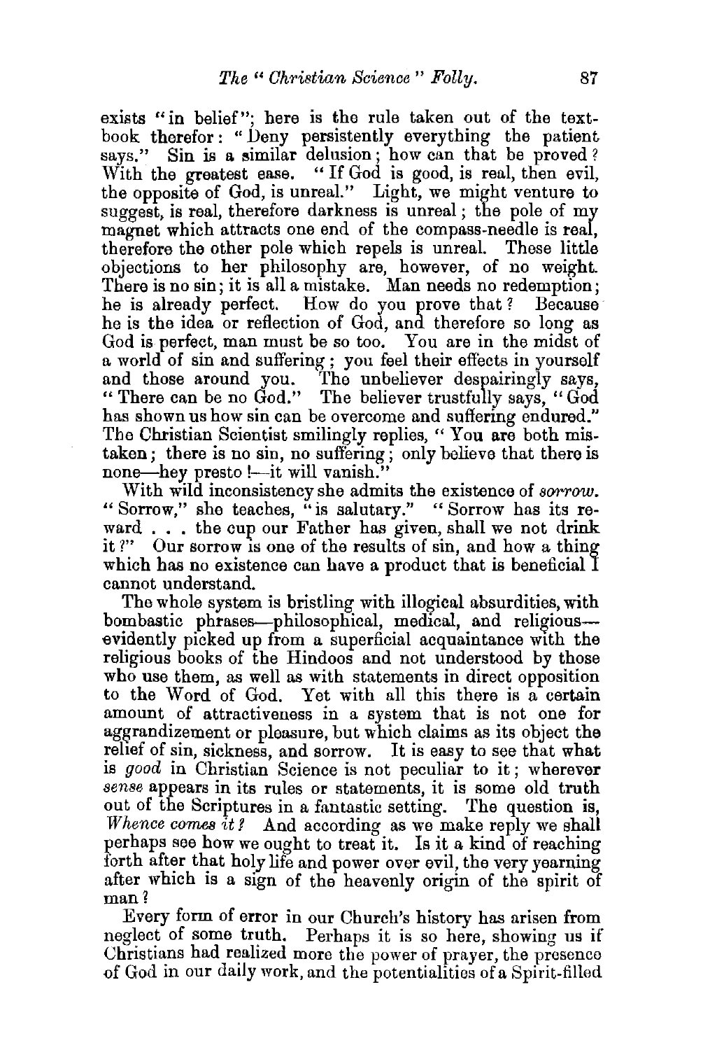exists "in belief"; here is the rule taken out of the text-book therefor: "Deny persistently everything the patient says." Sin is a similar delusion; how can that be proved? With the greatest ease. "If God is good, is real, then evil, the opposite of God, is unreal." Light, we might venture to suggest, is real, therefore darkness is unreal; the pole of my magnet which attracts one end of the compass-needle is real, therefore the other pole which repels is unreal. These little objections to her philosophy are, however, of no weight. There is no sin; it is all a mistake. Man needs no redemption; he is already perfect. How do you prove that? Because he is the idea or reflection of God, and therefore so long as God is perfect, man must be so too. You are in the midst of a world of sin and suffering; you feel their effects in yourself and those around you. The unbeliever despairingly says, "There can be no God." The believer trustfully says, "God has shown us how sin can be overcome and suffering endured." The Christian Scientist smilingly replies, "You are both mistaken; there is no sin, no suffering; only believe that there is none—hey presto!—it will vanish."

With wild inconsistency she admits the existence of *sorrow*. "Sorrow," she teaches, "is salutary." "Sorrow has its reward . . . the cup our Father has given, shall we not drink it?" Our sorrow is one of the results of sin, and how a thing which has no existence can have a product that is beneficial I cannot understand.

The whole system is bristling with illogical absurdities, with bombastic phrases—philosophical, medical, and religious—evidently picked up from a superficial acquaintance with the religious books of the Hindoos and not understood by those who use them, as well as with statements in direct opposition to the Word of God. Yet with all this there is a certain amount of attractiveness in a system that is not one for aggrandizement or pleasure, but which claims as its object the relief of sin, sickness, and sorrow. It is easy to see that what is *good* in Christian Science is not peculiar to it; wherever *sense* appears in its rules or statements, it is some old truth out of the Scriptures in a fantastic setting. The question is, *Whence comes it?* And according as we make reply we shall perhaps see how we ought to treat it. Is it a kind of reaching forth after that holy life and power over evil, the very yearning after which is a sign of the heavenly origin of the spirit of man?

Every form of error in our Church's history has arisen from neglect of some truth. Perhaps it is so here, showing us if Christians had realized more the power of prayer, the presence of God in our daily work, and the potentialities of a Spirit-filled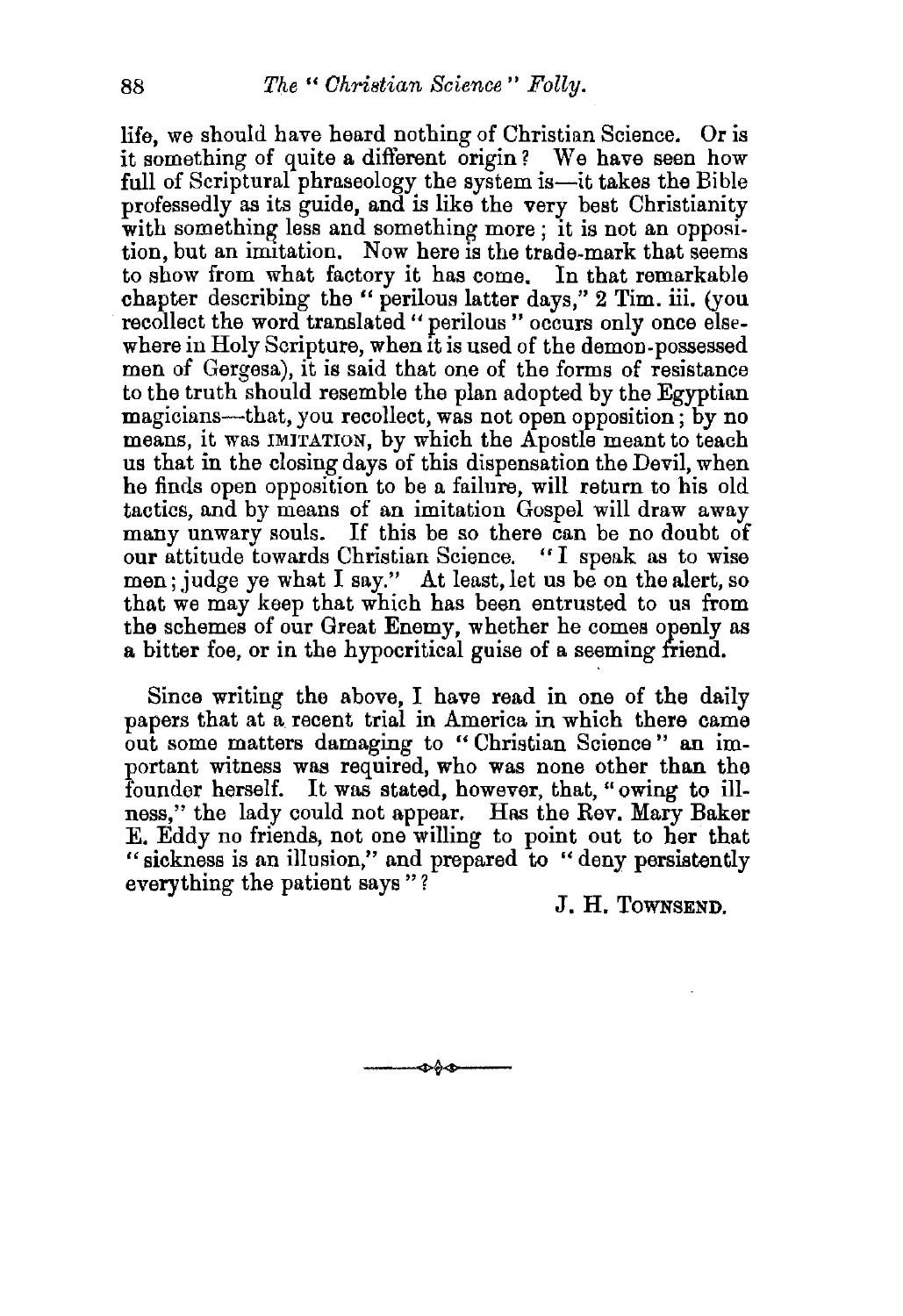life, we should have heard nothing of Christian Science. Or is it something of quite a different origin? We have seen how full of Scriptural phraseology the system is—it takes the Bible professedly as its guide, and is like the very best Christianity with something less and something more; it is not an opposition, but an imitation. Now here is the trade-mark that seems to show from what factory it has come. In that remarkable chapter describing the "perilous latter days," 2 Tim. iii. (you recollect the word translated "perilous" occurs only once elsewhere in Holy Scripture, when it is used of the demon-possessed men of Gergesa), it is said that one of the forms of resistance to the truth should resemble the plan adopted by the Egyptian magicians—that, you recollect, was not open opposition; by no means, it was IMITATION, by which the Apostle meant to teach us that in the closing days of this dispensation the Devil, when he finds open opposition to be a failure, will return to his old tactics, and by means of an imitation Gospel will draw away many unwary souls. If this be so there can be no doubt of our attitude towards Christian Science. "I speak as to wise men; judge ye what I say." At least, let us be on the alert, so that we may keep that which has been entrusted to us from the schemes of our Great Enemy, whether he comes openly as a bitter foe, or in the hypocritical guise of a seeming friend.

Since writing the above, I have read in one of the daily papers that at a recent trial in America in which there came out some matters damaging to "Christian Science" an important witness was required, who was none other than the founder herself. It was stated, however, that, "owing to illness," the lady could not appear. Has the Rev. Mary Baker E. Eddy no friends, not one willing to point out to her that "sickness is an illusion," and prepared to "deny persistently everything the patient says"?

J. H. TOWNSEND.